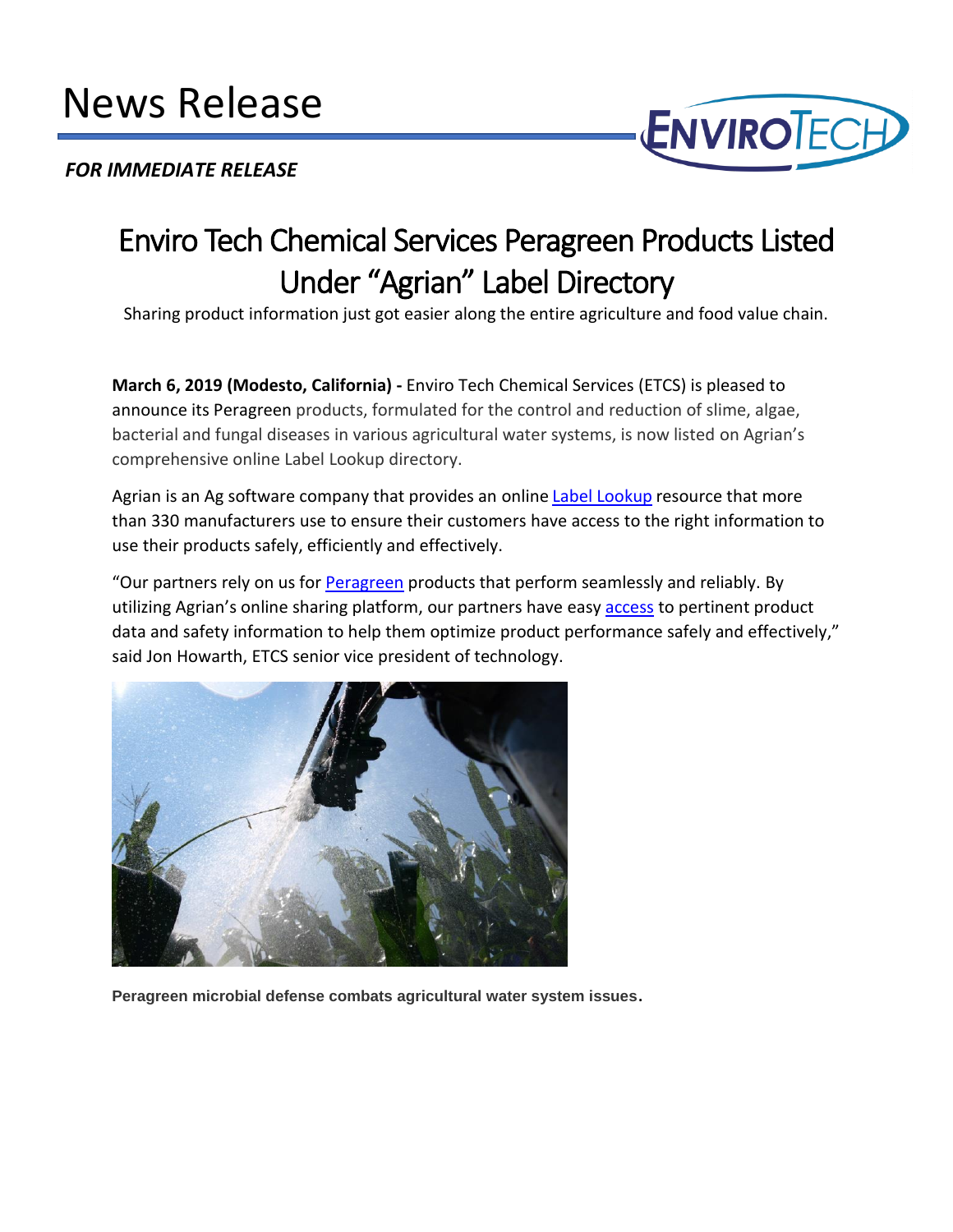# News Release

***FOR IMMEDIATE RELEASE***

# Enviro Tech Chemical Services Peragreen Products Listed Under "Agrian" Label Directory

Sharing product information just got easier along the entire agriculture and food value chain.

**March 6, 2019 (Modesto, California) -** Enviro Tech Chemical Services (ETCS) is pleased to announce its Peragreen products, formulated for the control and reduction of slime, algae, bacterial and fungal diseases in various agricultural water systems, is now listed on Agrian's comprehensive online Label Lookup directory.

Agrian is an Ag software company that provides an online Label Lookup resource that more than 330 manufacturers use to ensure their customers have access to the right information to use their products safely, efficiently and effectively.

"Our partners rely on us for Peragreen products that perform seamlessly and reliably. By utilizing Agrian's online sharing platform, our partners have easy access to pertinent product data and safety information to help them optimize product performance safely and effectively," said Jon Howarth, ETCS senior vice president of technology.

**Peragreen microbial defense combats agricultural water system issues.**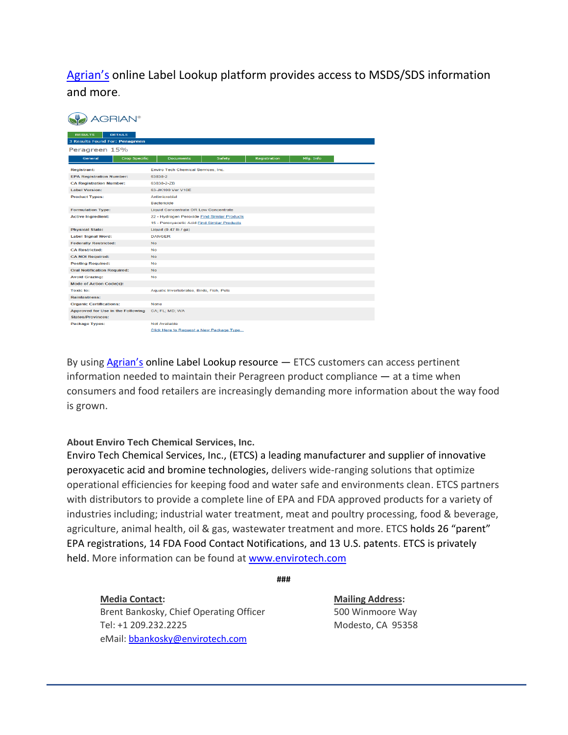Agrian's online Label Lookup platform provides access to MSDS/SDS information and more.

AGRIAN®

RESULTS | DETAILS

3 Results Found For: Peragreen

Peragreen 15%

General | Crop Specific | Documents | Safety | Registration | Mfg. Info

| | |
|---|---|
| Registrant: | Enviro Tech Chemical Services, Inc. |
| EPA Registration Number: | 63838-2 |
| CA Registration Number: | 63838-2-ZB |
| Label Version: | 63-JK100 Ver V10E |
| Product Types: | Antimicrobial<br>Bactericide |
| Formulation Type: | Liquid Concentrate OR Low Concentrate |
| Active Ingredient: | 22 - Hydrogen Peroxide Find Similar Products<br>15 - Peroxyacetic Acid Find Similar Products |
| Physical State: | Liquid (9.47 lb / ga) |
| Label Signal Word: | DANGER |
| Federally Restricted: | No |
| CA Restricted: | No |
| CA NOI Required: | No |
| Posting Required: | No |
| Oral Notification Required: | No |
| Avoid Grazing: | No |
| Mode of Action Code(s): | |
| Toxic to: | Aquatic Invertebrates, Birds, Fish, Pets |
| Rainfastness: | |
| Organic Certifications: | None |
| Approved for Use in the Following States/Provinces: | CA; FL; MD; WA |
| Package Types: | Not Available<br>Click Here to Request a New Package Type... |

By using Agrian's online Label Lookup resource — ETCS customers can access pertinent information needed to maintain their Peragreen product compliance — at a time when consumers and food retailers are increasingly demanding more information about the way food is grown.

**About Enviro Tech Chemical Services, Inc.**

Enviro Tech Chemical Services, Inc., (ETCS) a leading manufacturer and supplier of innovative peroxyacetic acid and bromine technologies, delivers wide-ranging solutions that optimize operational efficiencies for keeping food and water safe and environments clean. ETCS partners with distributors to provide a complete line of EPA and FDA approved products for a variety of industries including; industrial water treatment, meat and poultry processing, food & beverage, agriculture, animal health, oil & gas, wastewater treatment and more. ETCS holds 26 "parent" EPA registrations, 14 FDA Food Contact Notifications, and 13 U.S. patents. ETCS is privately held. More information can be found at www.envirotech.com

###

**Media Contact:**
Brent Bankosky, Chief Operating Officer
Tel: +1 209.232.2225
eMail: bbankosky@envirotech.com

**Mailing Address:**
500 Winmoore Way
Modesto, CA 95358